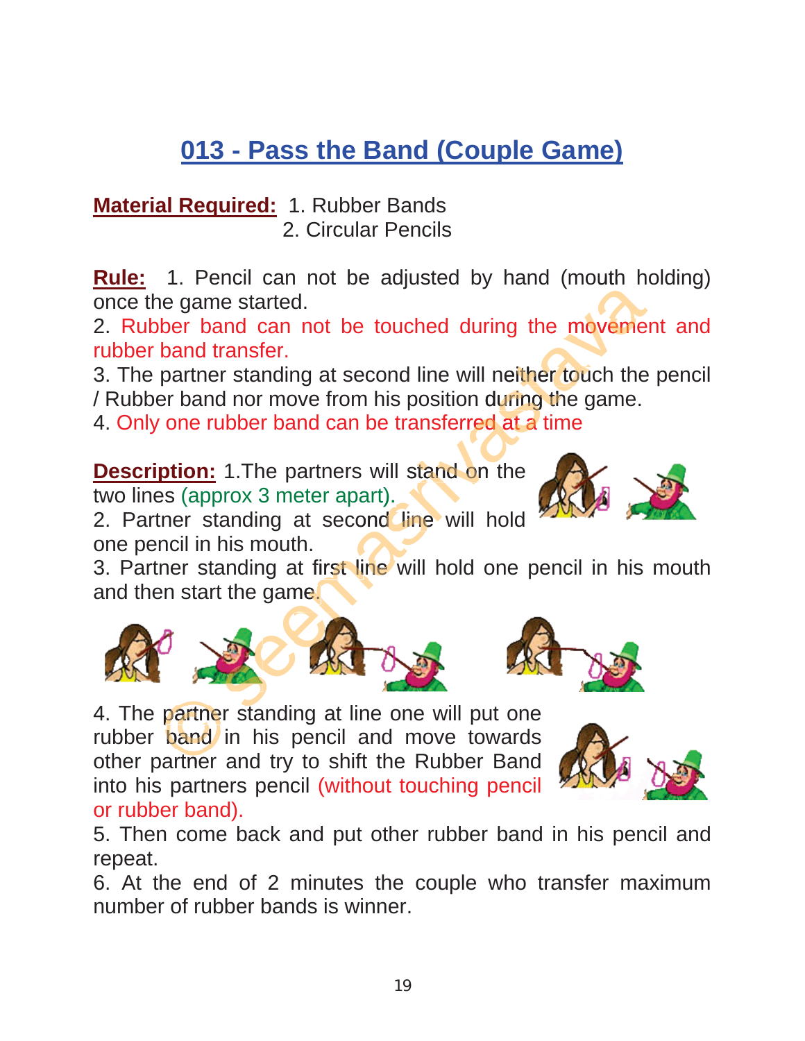# 013 - Pass the Band (Couple Game)

**Material Required:** 1. Rubber Bands
2. Circular Pencils

**Rule:** 1. Pencil can not be adjusted by hand (mouth holding) once the game started.
2. Rubber band can not be touched during the movement and rubber band transfer.
3. The partner standing at second line will neither touch the pencil / Rubber band nor move from his position during the game.
4. Only one rubber band can be transferred at a time

**Description:** 1.The partners will stand on the two lines (approx 3 meter apart).
2. Partner standing at second line will hold one pencil in his mouth.
3. Partner standing at first line will hold one pencil in his mouth and then start the game.
4. The partner standing at line one will put one rubber band in his pencil and move towards other partner and try to shift the Rubber Band into his partners pencil (without touching pencil or rubber band).
5. Then come back and put other rubber band in his pencil and repeat.
6. At the end of 2 minutes the couple who transfer maximum number of rubber bands is winner.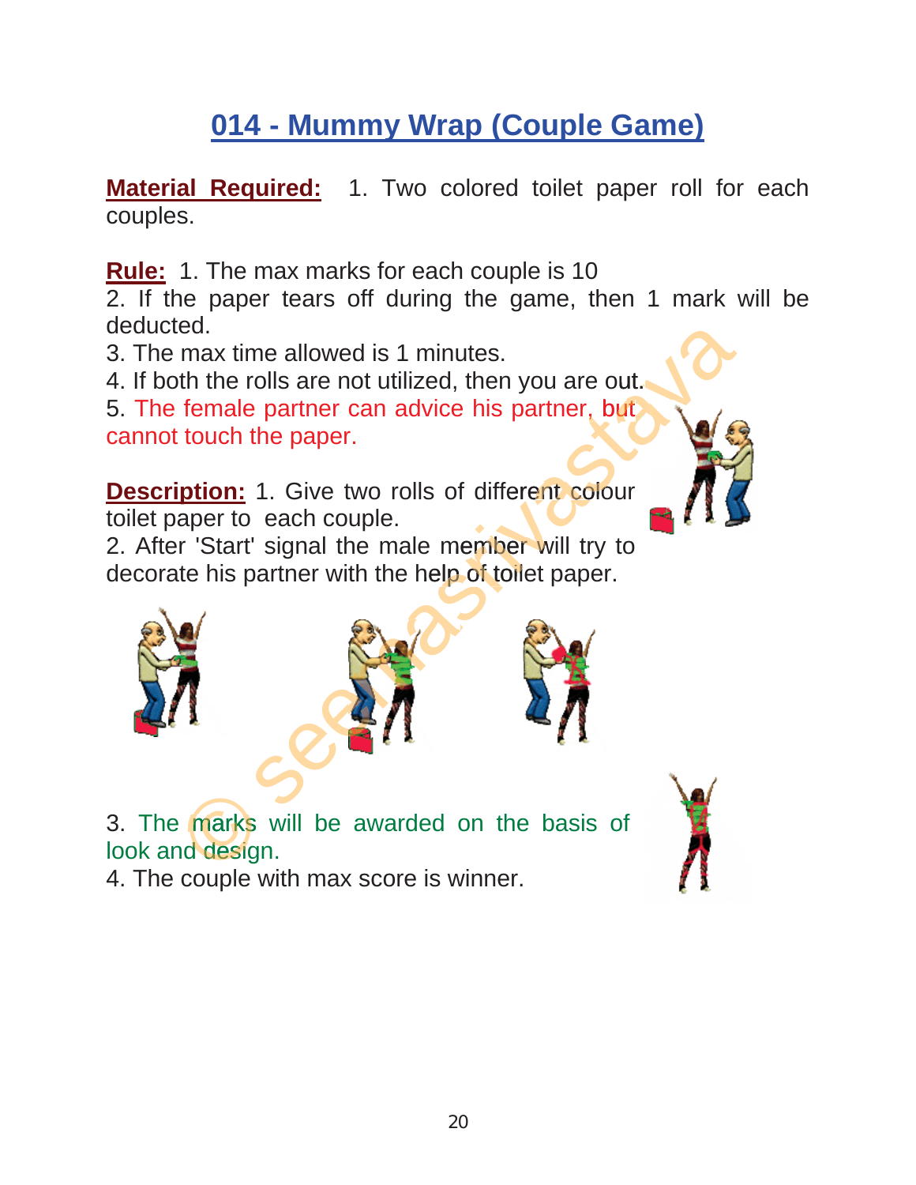# 014 - Mummy Wrap (Couple Game)

**Material Required:** 1. Two colored toilet paper roll for each couples.

**Rule:** 1. The max marks for each couple is 10

2. If the paper tears off during the game, then 1 mark will be deducted.

3. The max time allowed is 1 minutes.

4. If both the rolls are not utilized, then you are out.

5. The female partner can advice his partner, but cannot touch the paper.

**Description:** 1. Give two rolls of different colour toilet paper to each couple.

2. After 'Start' signal the male member will try to decorate his partner with the help of toilet paper.

3. The marks will be awarded on the basis of look and design.

4. The couple with max score is winner.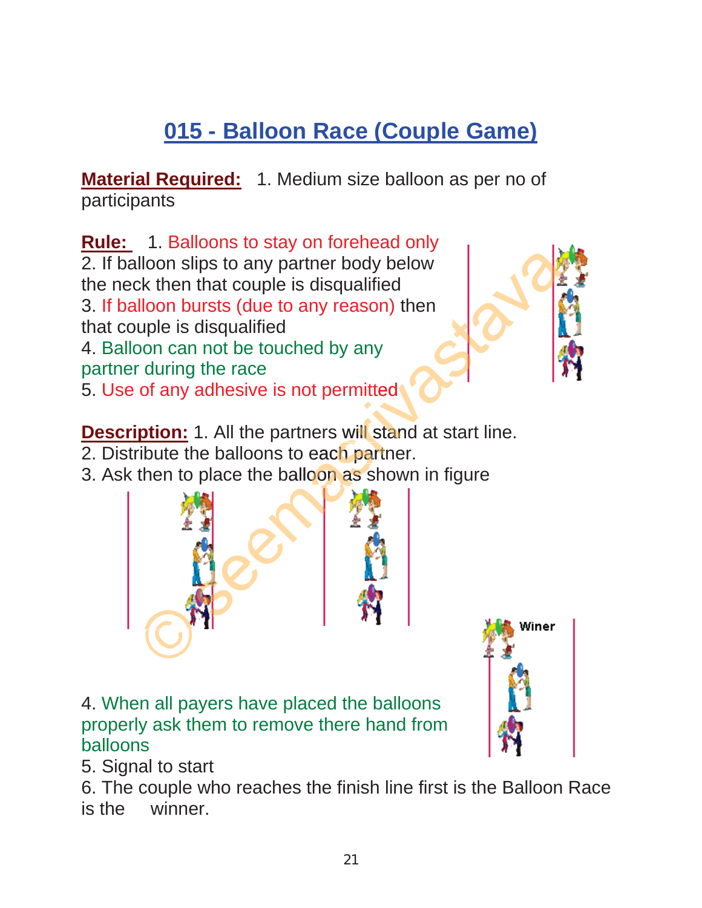# 015 - Balloon Race (Couple Game)

**Material Required:** 1. Medium size balloon as per no of participants

**Rule:** 1. Balloons to stay on forehead only
2. If balloon slips to any partner body below the neck then that couple is disqualified
3. If balloon bursts (due to any reason) then that couple is disqualified
4. Balloon can not be touched by any partner during the race
5. Use of any adhesive is not permitted

**Description:** 1. All the partners will stand at start line.
2. Distribute the balloons to each partner.
3. Ask then to place the balloon as shown in figure

Winer

4. When all payers have placed the balloons properly ask them to remove there hand from balloons
5. Signal to start
6. The couple who reaches the finish line first is the Balloon Race is the winner.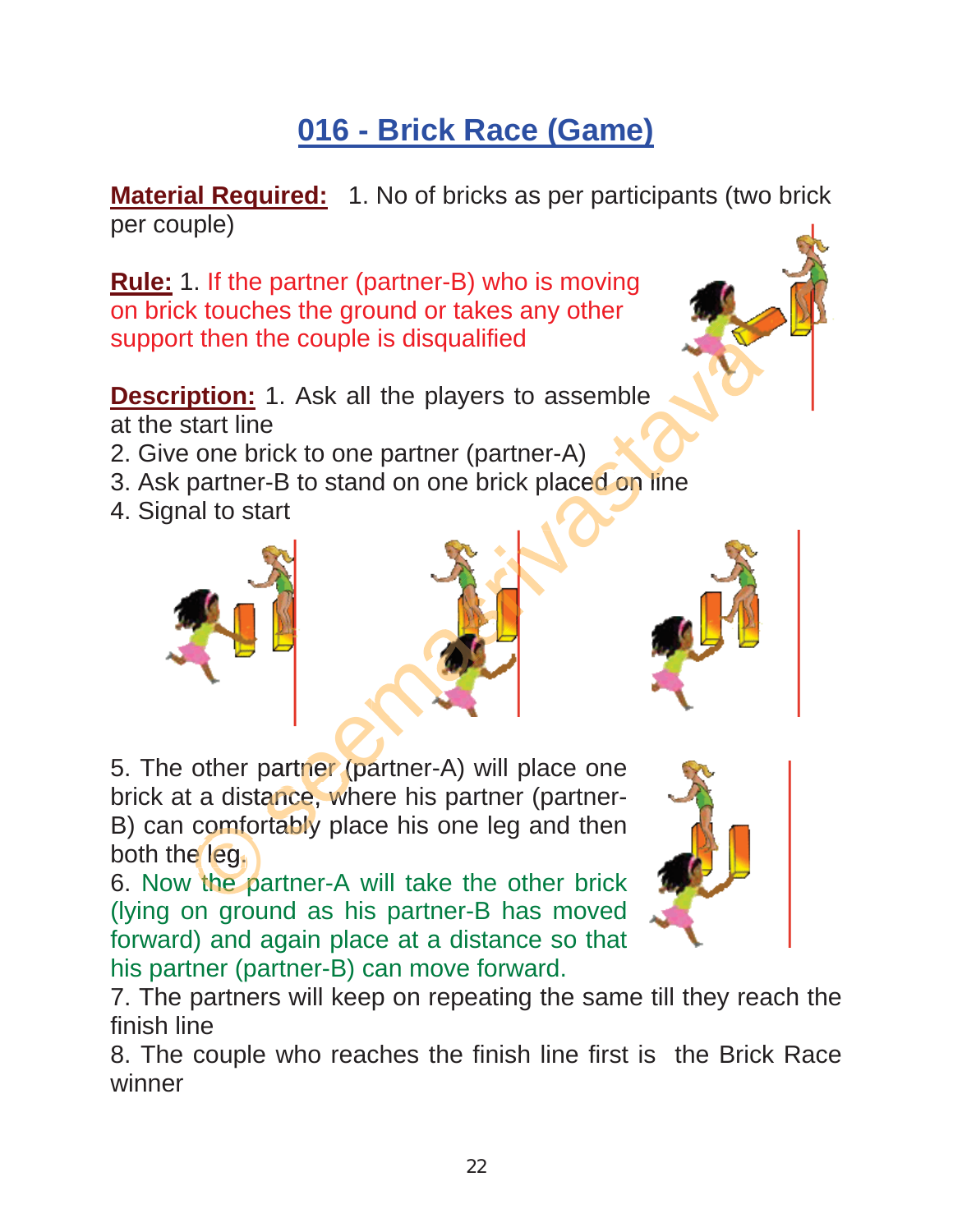# 016 - Brick Race (Game)

**Material Required:** 1. No of bricks as per participants (two brick per couple)

**Rule:** 1. If the partner (partner-B) who is moving on brick touches the ground or takes any other support then the couple is disqualified

**Description:** 1. Ask all the players to assemble at the start line

2. Give one brick to one partner (partner-A)
3. Ask partner-B to stand on one brick placed on line
4. Signal to start
5. The other partner (partner-A) will place one brick at a distance, where his partner (partner-B) can comfortably place his one leg and then both the leg.
6. Now the partner-A will take the other brick (lying on ground as his partner-B has moved forward) and again place at a distance so that his partner (partner-B) can move forward.
7. The partners will keep on repeating the same till they reach the finish line
8. The couple who reaches the finish line first is the Brick Race winner